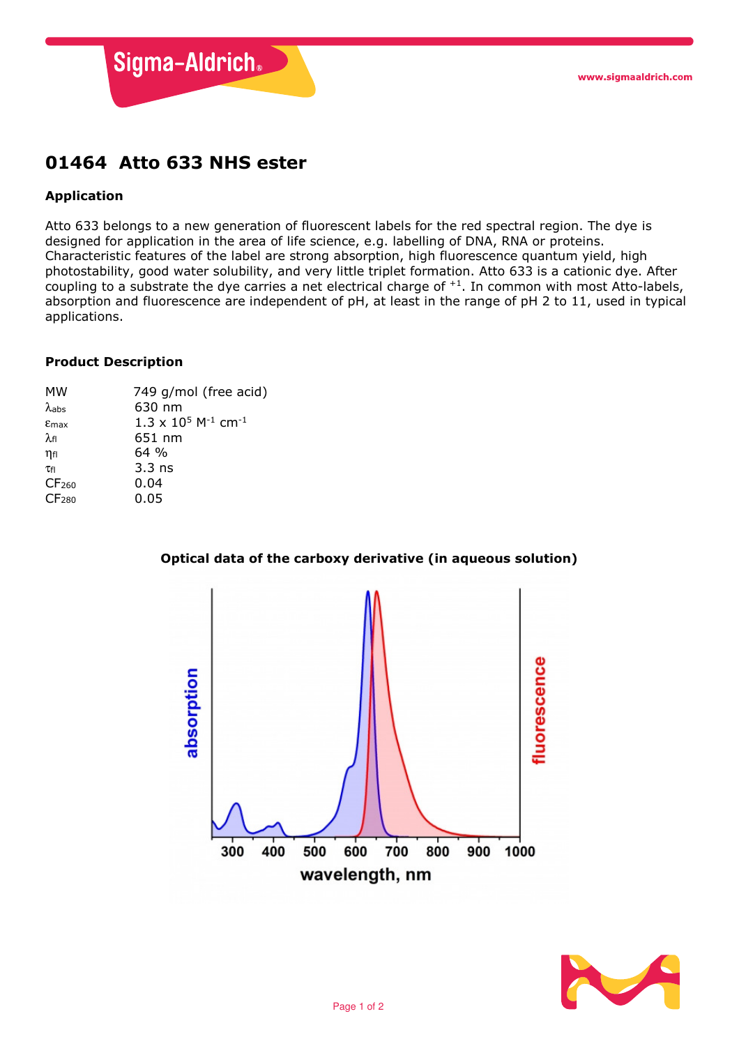# 01464 Atto 633 NHS ester

## Application

Atto 633 belongs to a new generation of fluorescent labels for the red spectral region. The dye is designed for application in the area of life science, e.g. labelling of DNA, RNA or proteins. Characteristic features of the label are strong absorption, high fluorescence quantum yield, high photostability, good water solubility, and very little triplet formation. Atto 633 is a cationic dye. After coupling to a substrate the dye carries a net electrical charge of $^{+1}$. In common with most Atto-labels, absorption and fluorescence are independent of pH, at least in the range of pH 2 to 11, used in typical applications.

## Product Description

| | |
|---|---|
| MW | 749 g/mol (free acid) |
| $\lambda_{abs}$ | 630 nm |
| $\varepsilon_{max}$ | $1.3 \times 10^5$ $M^{-1}$ $cm^{-1}$ |
| $\lambda_{fl}$ | 651 nm |
| $\eta_{fl}$ | 64 % |
| $\tau_{fl}$ | 3.3 ns |
| $CF_{260}$ | 0.04 |
| $CF_{280}$ | 0.05 |

**Optical data of the carboxy derivative (in aqueous solution)**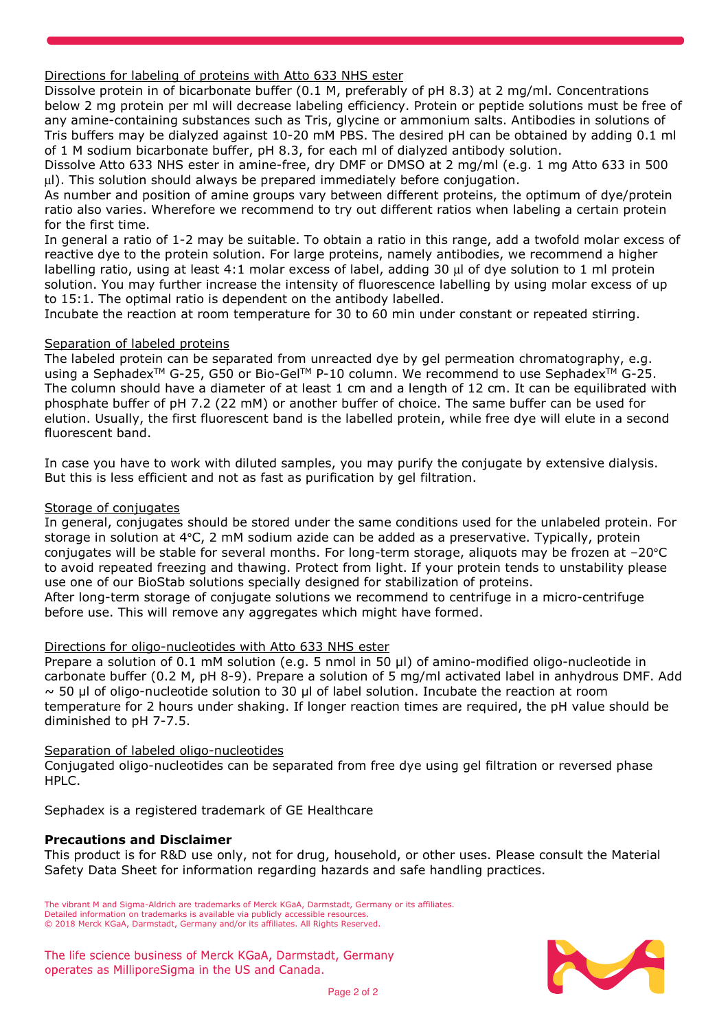Directions for labeling of proteins with Atto 633 NHS ester

Dissolve protein in of bicarbonate buffer (0.1 M, preferably of pH 8.3) at 2 mg/ml. Concentrations below 2 mg protein per ml will decrease labeling efficiency. Protein or peptide solutions must be free of any amine-containing substances such as Tris, glycine or ammonium salts. Antibodies in solutions of Tris buffers may be dialyzed against 10-20 mM PBS. The desired pH can be obtained by adding 0.1 ml of 1 M sodium bicarbonate buffer, pH 8.3, for each ml of dialyzed antibody solution.

Dissolve Atto 633 NHS ester in amine-free, dry DMF or DMSO at 2 mg/ml (e.g. 1 mg Atto 633 in 500 µl). This solution should always be prepared immediately before conjugation.

As number and position of amine groups vary between different proteins, the optimum of dye/protein ratio also varies. Wherefore we recommend to try out different ratios when labeling a certain protein for the first time.

In general a ratio of 1-2 may be suitable. To obtain a ratio in this range, add a twofold molar excess of reactive dye to the protein solution. For large proteins, namely antibodies, we recommend a higher labelling ratio, using at least 4:1 molar excess of label, adding 30 µl of dye solution to 1 ml protein solution. You may further increase the intensity of fluorescence labelling by using molar excess of up to 15:1. The optimal ratio is dependent on the antibody labelled.

Incubate the reaction at room temperature for 30 to 60 min under constant or repeated stirring.

Separation of labeled proteins

The labeled protein can be separated from unreacted dye by gel permeation chromatography, e.g. using a Sephadex™ G-25, G50 or Bio-Gel™ P-10 column. We recommend to use Sephadex™ G-25. The column should have a diameter of at least 1 cm and a length of 12 cm. It can be equilibrated with phosphate buffer of pH 7.2 (22 mM) or another buffer of choice. The same buffer can be used for elution. Usually, the first fluorescent band is the labelled protein, while free dye will elute in a second fluorescent band.

In case you have to work with diluted samples, you may purify the conjugate by extensive dialysis. But this is less efficient and not as fast as purification by gel filtration.

Storage of conjugates

In general, conjugates should be stored under the same conditions used for the unlabeled protein. For storage in solution at 4°C, 2 mM sodium azide can be added as a preservative. Typically, protein conjugates will be stable for several months. For long-term storage, aliquots may be frozen at –20°C to avoid repeated freezing and thawing. Protect from light. If your protein tends to unstability please use one of our BioStab solutions specially designed for stabilization of proteins.

After long-term storage of conjugate solutions we recommend to centrifuge in a micro-centrifuge before use. This will remove any aggregates which might have formed.

Directions for oligo-nucleotides with Atto 633 NHS ester

Prepare a solution of 0.1 mM solution (e.g. 5 nmol in 50 µl) of amino-modified oligo-nucleotide in carbonate buffer (0.2 M, pH 8-9). Prepare a solution of 5 mg/ml activated label in anhydrous DMF. Add ~ 50 µl of oligo-nucleotide solution to 30 µl of label solution. Incubate the reaction at room temperature for 2 hours under shaking. If longer reaction times are required, the pH value should be diminished to pH 7-7.5.

Separation of labeled oligo-nucleotides

Conjugated oligo-nucleotides can be separated from free dye using gel filtration or reversed phase HPLC.

Sephadex is a registered trademark of GE Healthcare

**Precautions and Disclaimer**

This product is for R&D use only, not for drug, household, or other uses. Please consult the Material Safety Data Sheet for information regarding hazards and safe handling practices.

The vibrant M and Sigma-Aldrich are trademarks of Merck KGaA, Darmstadt, Germany or its affiliates.
Detailed information on trademarks is available via publicly accessible resources.
© 2018 Merck KGaA, Darmstadt, Germany and/or its affiliates. All Rights Reserved.

The life science business of Merck KGaA, Darmstadt, Germany operates as MilliporeSigma in the US and Canada.